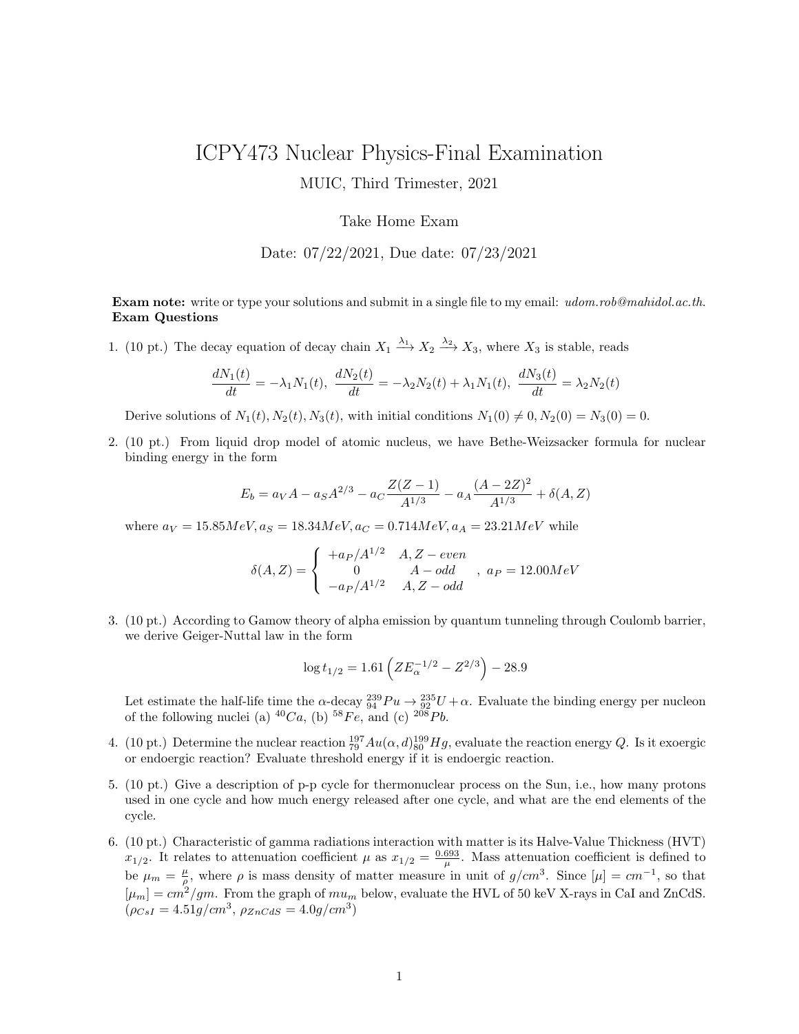# ICPY473 Nuclear Physics-Final Examination

MUIC, Third Trimester, 2021

Take Home Exam

Date: 07/22/2021, Due date: 07/23/2021

**Exam note:** write or type your solutions and submit in a single file to my email: *udom.rob@mahidol.ac.th*.
**Exam Questions**

1. (10 pt.) The decay equation of decay chain $X_1 \xrightarrow{\lambda_1} X_2 \xrightarrow{\lambda_2} X_3$, where $X_3$ is stable, reads

$$\frac{dN_1(t)}{dt} = -\lambda_1 N_1(t),\ \frac{dN_2(t)}{dt} = -\lambda_2 N_2(t) + \lambda_1 N_1(t),\ \frac{dN_3(t)}{dt} = \lambda_2 N_2(t)$$

   Derive solutions of $N_1(t), N_2(t), N_3(t)$, with initial conditions $N_1(0) \neq 0, N_2(0) = N_3(0) = 0$.

2. (10 pt.) From liquid drop model of atomic nucleus, we have Bethe-Weizsacker formula for nuclear binding energy in the form

$$E_b = a_V A - a_S A^{2/3} - a_C \frac{Z(Z-1)}{A^{1/3}} - a_A \frac{(A-2Z)^2}{A^{1/3}} + \delta(A, Z)$$

   where $a_V = 15.85 MeV, a_S = 18.34 MeV, a_C = 0.714 MeV, a_A = 23.21 MeV$ while

$$\delta(A, Z) = \begin{cases} +a_P/A^{1/2} & A, Z - even \\ 0 & A - odd \\ -a_P/A^{1/2} & A, Z - odd \end{cases},\ a_P = 12.00 MeV$$

3. (10 pt.) According to Gamow theory of alpha emission by quantum tunneling through Coulomb barrier, we derive Geiger-Nuttal law in the form

$$\log t_{1/2} = 1.61 \left( Z E_\alpha^{-1/2} - Z^{2/3} \right) - 28.9$$

   Let estimate the half-life time the $\alpha$-decay ${}^{239}_{94}Pu \rightarrow {}^{235}_{92}U + \alpha$. Evaluate the binding energy per nucleon of the following nuclei (a) ${}^{40}Ca$, (b) ${}^{58}Fe$, and (c) ${}^{208}Pb$.

4. (10 pt.) Determine the nuclear reaction ${}^{197}_{79}Au(\alpha, d){}^{199}_{80}Hg$, evaluate the reaction energy $Q$. Is it exoergic or endoergic reaction? Evaluate threshold energy if it is endoergic reaction.

5. (10 pt.) Give a description of p-p cycle for thermonuclear process on the Sun, i.e., how many protons used in one cycle and how much energy released after one cycle, and what are the end elements of the cycle.

6. (10 pt.) Characteristic of gamma radiations interaction with matter is its Halve-Value Thickness (HVT) $x_{1/2}$. It relates to attenuation coefficient $\mu$ as $x_{1/2} = \frac{0.693}{\mu}$. Mass attenuation coefficient is defined to be $\mu_m = \frac{\mu}{\rho}$, where $\rho$ is mass density of matter measure in unit of $g/cm^3$. Since $[\mu] = cm^{-1}$, so that $[\mu_m] = cm^2/gm$. From the graph of $mu_m$ below, evaluate the HVL of 50 keV X-rays in CaI and ZnCdS. ($\rho_{CsI} = 4.51 g/cm^3$, $\rho_{ZnCdS} = 4.0 g/cm^3$)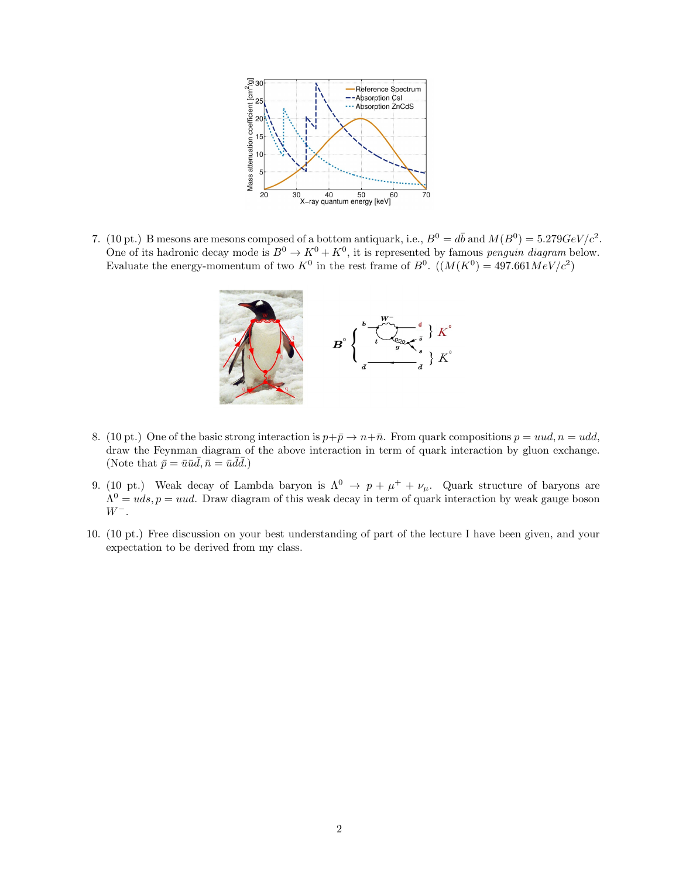Mass attenuation coefficient [cm²/g]

30
25
20
15
10
5

20 30 40 50 60 70

X–ray quantum energy [keV]

Reference Spectrum
Absorption CsI
Absorption ZnCdS

7. (10 pt.) B mesons are mesons composed of a bottom antiquark, i.e., $B^0 = d\bar{b}$ and $M(B^0) = 5.279 GeV/c^2$. One of its hadronic decay mode is $B^0 \to K^0 + K^0$, it is represented by famous *penguin diagram* below. Evaluate the energy-momentum of two $K^0$ in the rest frame of $B^0$. $((M(K^0) = 497.661 MeV/c^2)$

W
q
q
q
q
q
q

$B^\circ$ $b$ $W^-$ $d$ $K^\circ$ $t$ $g$ $\bar{s}$ $s$ $K^\circ$ $\bar{d}$ $\bar{d}$

8. (10 pt.) One of the basic strong interaction is $p + \bar{p} \to n + \bar{n}$. From quark compositions $p = uud, n = udd$, draw the Feynman diagram of the above interaction in term of quark interaction by gluon exchange. (Note that $\bar{p} = \bar{u}\bar{u}\bar{d}, \bar{n} = \bar{u}\bar{d}\bar{d}$.)

9. (10 pt.) Weak decay of Lambda baryon is $\Lambda^0 \to p + \mu^+ + \nu_\mu$. Quark structure of baryons are $\Lambda^0 = uds, p = uud$. Draw diagram of this weak decay in term of quark interaction by weak gauge boson $W^-$.

10. (10 pt.) Free discussion on your best understanding of part of the lecture I have been given, and your expectation to be derived from my class.